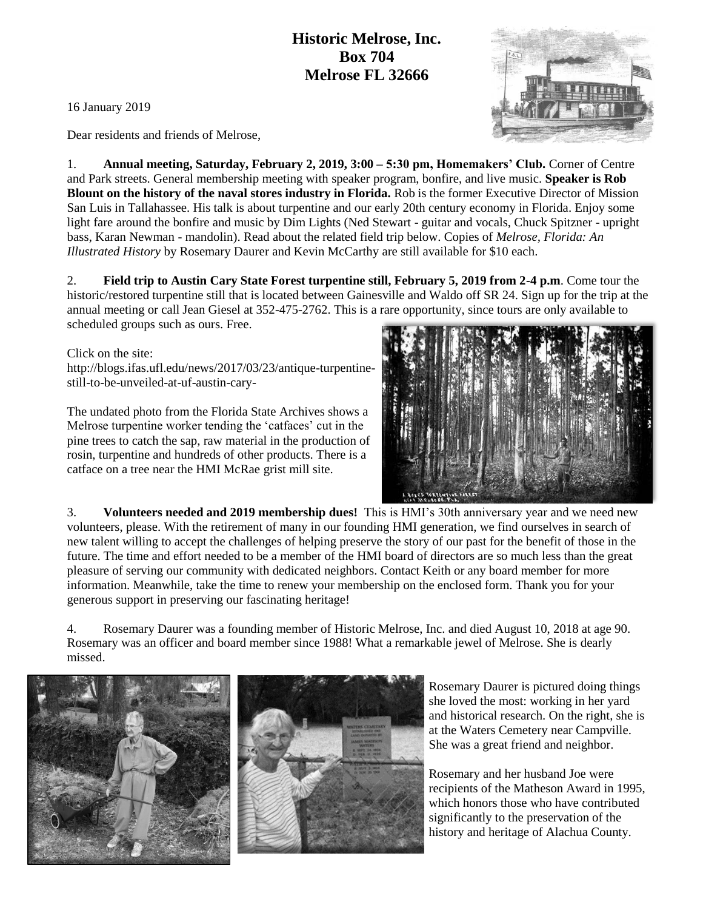# Historic Melrose, Inc.
## Box 704
## Melrose FL 32666

16 January 2019

Dear residents and friends of Melrose,

1. **Annual meeting, Saturday, February 2, 2019, 3:00 – 5:30 pm, Homemakers' Club.** Corner of Centre and Park streets. General membership meeting with speaker program, bonfire, and live music. **Speaker is Rob Blount on the history of the naval stores industry in Florida.** Rob is the former Executive Director of Mission San Luis in Tallahassee. His talk is about turpentine and our early 20th century economy in Florida. Enjoy some light fare around the bonfire and music by Dim Lights (Ned Stewart - guitar and vocals, Chuck Spitzner - upright bass, Karan Newman - mandolin). Read about the related field trip below. Copies of *Melrose, Florida: An Illustrated History* by Rosemary Daurer and Kevin McCarthy are still available for $10 each.

2. **Field trip to Austin Cary State Forest turpentine still, February 5, 2019 from 2-4 p.m**. Come tour the historic/restored turpentine still that is located between Gainesville and Waldo off SR 24. Sign up for the trip at the annual meeting or call Jean Giesel at 352-475-2762. This is a rare opportunity, since tours are only available to scheduled groups such as ours. Free.

Click on the site:
http://blogs.ifas.ufl.edu/news/2017/03/23/antique-turpentine-still-to-be-unveiled-at-uf-austin-cary-

The undated photo from the Florida State Archives shows a Melrose turpentine worker tending the 'catfaces' cut in the pine trees to catch the sap, raw material in the production of rosin, turpentine and hundreds of other products. There is a catface on a tree near the HMI McRae grist mill site.

3. **Volunteers needed and 2019 membership dues!** This is HMI's 30th anniversary year and we need new volunteers, please. With the retirement of many in our founding HMI generation, we find ourselves in search of new talent willing to accept the challenges of helping preserve the story of our past for the benefit of those in the future. The time and effort needed to be a member of the HMI board of directors are so much less than the great pleasure of serving our community with dedicated neighbors. Contact Keith or any board member for more information. Meanwhile, take the time to renew your membership on the enclosed form. Thank you for your generous support in preserving our fascinating heritage!

4. Rosemary Daurer was a founding member of Historic Melrose, Inc. and died August 10, 2018 at age 90. Rosemary was an officer and board member since 1988! What a remarkable jewel of Melrose. She is dearly missed.

Rosemary Daurer is pictured doing things she loved the most: working in her yard and historical research. On the right, she is at the Waters Cemetery near Campville. She was a great friend and neighbor.

Rosemary and her husband Joe were recipients of the Matheson Award in 1995, which honors those who have contributed significantly to the preservation of the history and heritage of Alachua County.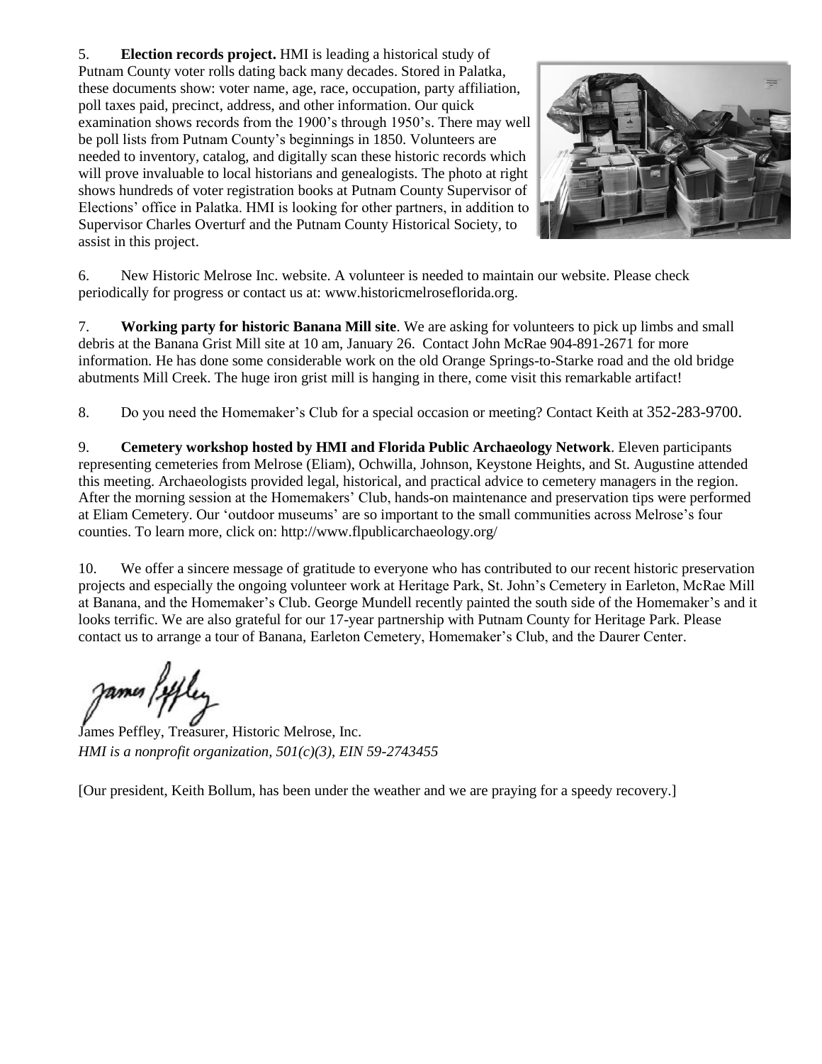5. **Election records project.** HMI is leading a historical study of Putnam County voter rolls dating back many decades. Stored in Palatka, these documents show: voter name, age, race, occupation, party affiliation, poll taxes paid, precinct, address, and other information. Our quick examination shows records from the 1900's through 1950's. There may well be poll lists from Putnam County's beginnings in 1850. Volunteers are needed to inventory, catalog, and digitally scan these historic records which will prove invaluable to local historians and genealogists. The photo at right shows hundreds of voter registration books at Putnam County Supervisor of Elections' office in Palatka. HMI is looking for other partners, in addition to Supervisor Charles Overturf and the Putnam County Historical Society, to assist in this project.

6. New Historic Melrose Inc. website. A volunteer is needed to maintain our website. Please check periodically for progress or contact us at: www.historicmelroseflorida.org.

7. **Working party for historic Banana Mill site**. We are asking for volunteers to pick up limbs and small debris at the Banana Grist Mill site at 10 am, January 26. Contact John McRae 904-891-2671 for more information. He has done some considerable work on the old Orange Springs-to-Starke road and the old bridge abutments Mill Creek. The huge iron grist mill is hanging in there, come visit this remarkable artifact!

8. Do you need the Homemaker's Club for a special occasion or meeting? Contact Keith at 352-283-9700.

9. **Cemetery workshop hosted by HMI and Florida Public Archaeology Network**. Eleven participants representing cemeteries from Melrose (Eliam), Ochwilla, Johnson, Keystone Heights, and St. Augustine attended this meeting. Archaeologists provided legal, historical, and practical advice to cemetery managers in the region. After the morning session at the Homemakers' Club, hands-on maintenance and preservation tips were performed at Eliam Cemetery. Our 'outdoor museums' are so important to the small communities across Melrose's four counties. To learn more, click on: http://www.flpublicarchaeology.org/

10. We offer a sincere message of gratitude to everyone who has contributed to our recent historic preservation projects and especially the ongoing volunteer work at Heritage Park, St. John's Cemetery in Earleton, McRae Mill at Banana, and the Homemaker's Club. George Mundell recently painted the south side of the Homemaker's and it looks terrific. We are also grateful for our 17-year partnership with Putnam County for Heritage Park. Please contact us to arrange a tour of Banana, Earleton Cemetery, Homemaker's Club, and the Daurer Center.

James Peffley

James Peffley, Treasurer, Historic Melrose, Inc.
*HMI is a nonprofit organization, 501(c)(3), EIN 59-2743455*

[Our president, Keith Bollum, has been under the weather and we are praying for a speedy recovery.]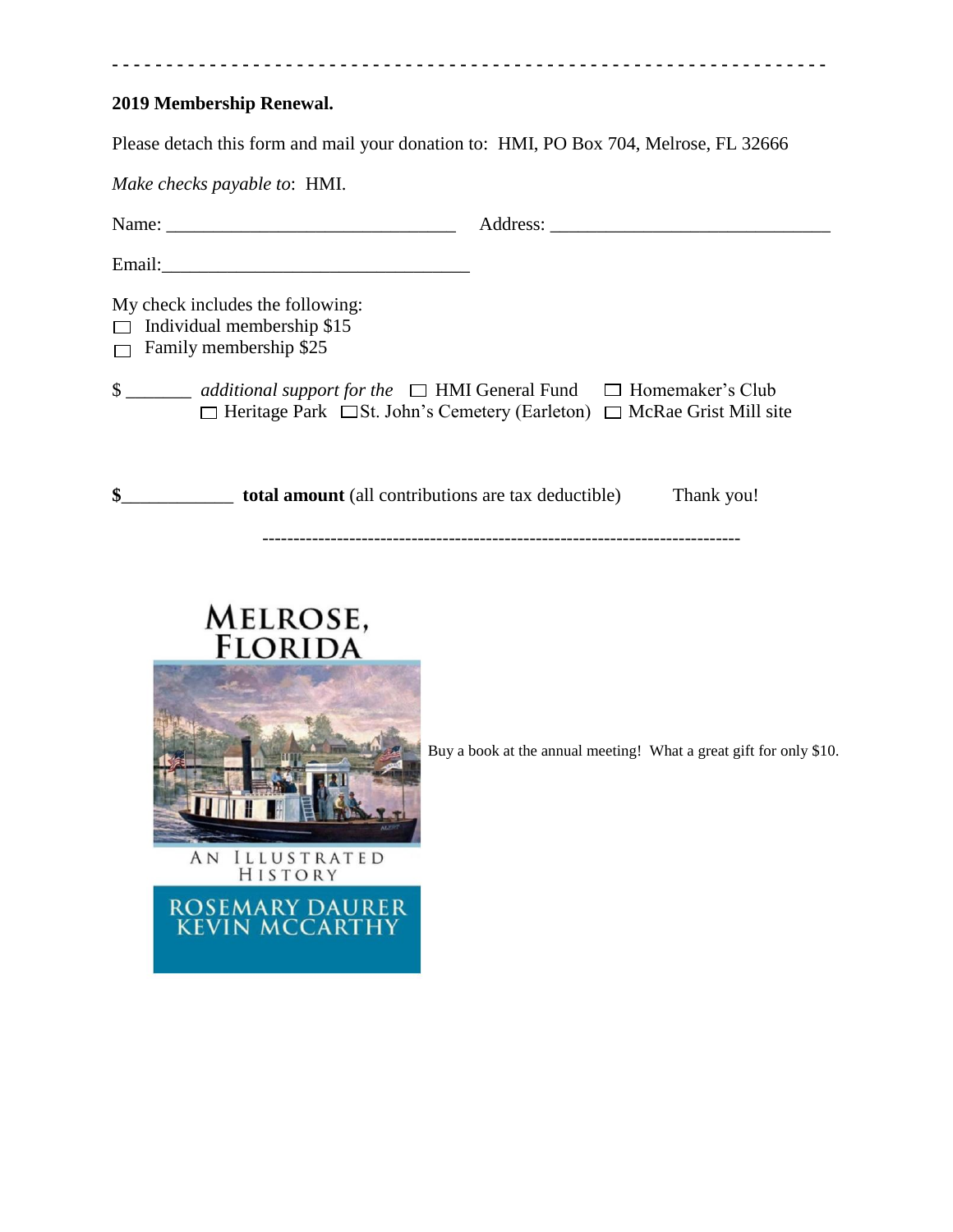**2019 Membership Renewal.**

Please detach this form and mail your donation to: HMI, PO Box 704, Melrose, FL 32666

*Make checks payable to*: HMI.

Name: ______________________________ Address: ______________________________

Email: ______________________________

My check includes the following:

- ☐ Individual membership $15
- ☐ Family membership $25

$ _______ *additional support for the* ☐ HMI General Fund ☐ Homemaker's Club ☐ Heritage Park ☐ St. John's Cemetery (Earleton) ☐ McRae Grist Mill site

**$**___________ **total amount** (all contributions are tax deductible) Thank you!

MELROSE, FLORIDA

AN ILLUSTRATED HISTORY

ROSEMARY DAURER
KEVIN MCCARTHY

Buy a book at the annual meeting! What a great gift for only $10.